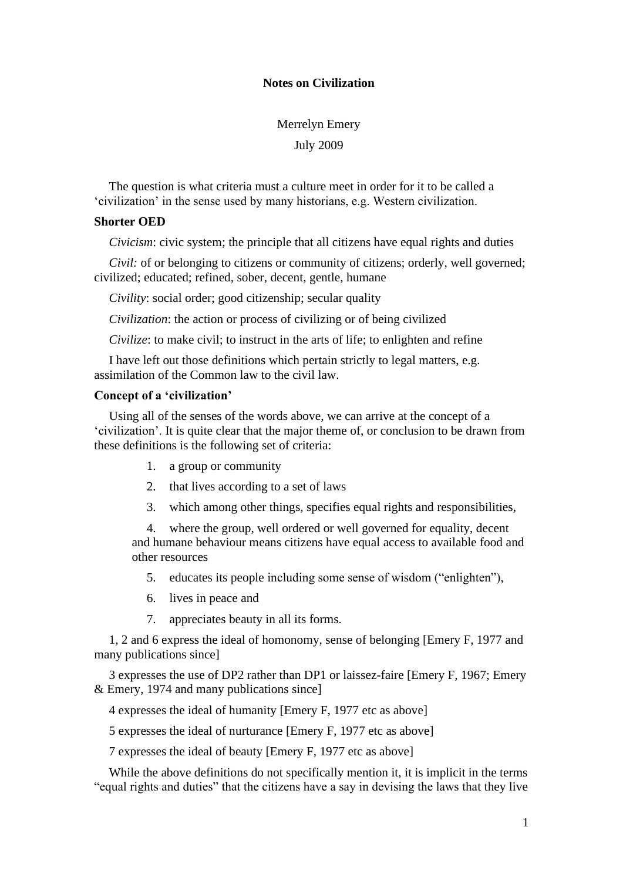**Notes on Civilization**

Merrelyn Emery

July 2009

The question is what criteria must a culture meet in order for it to be called a 'civilization' in the sense used by many historians, e.g. Western civilization.

**Shorter OED**

*Civicism*: civic system; the principle that all citizens have equal rights and duties

*Civil:* of or belonging to citizens or community of citizens; orderly, well governed; civilized; educated; refined, sober, decent, gentle, humane

*Civility*: social order; good citizenship; secular quality

*Civilization*: the action or process of civilizing or of being civilized

*Civilize*: to make civil; to instruct in the arts of life; to enlighten and refine

I have left out those definitions which pertain strictly to legal matters, e.g. assimilation of the Common law to the civil law.

**Concept of a 'civilization'**

Using all of the senses of the words above, we can arrive at the concept of a 'civilization'. It is quite clear that the major theme of, or conclusion to be drawn from these definitions is the following set of criteria:

1. a group or community
2. that lives according to a set of laws
3. which among other things, specifies equal rights and responsibilities,
4. where the group, well ordered or well governed for equality, decent and humane behaviour means citizens have equal access to available food and other resources
5. educates its people including some sense of wisdom ("enlighten"),
6. lives in peace and
7. appreciates beauty in all its forms.

1, 2 and 6 express the ideal of homonomy, sense of belonging [Emery F, 1977 and many publications since]

3 expresses the use of DP2 rather than DP1 or laissez-faire [Emery F, 1967; Emery & Emery, 1974 and many publications since]

4 expresses the ideal of humanity [Emery F, 1977 etc as above]

5 expresses the ideal of nurturance [Emery F, 1977 etc as above]

7 expresses the ideal of beauty [Emery F, 1977 etc as above]

While the above definitions do not specifically mention it, it is implicit in the terms "equal rights and duties" that the citizens have a say in devising the laws that they live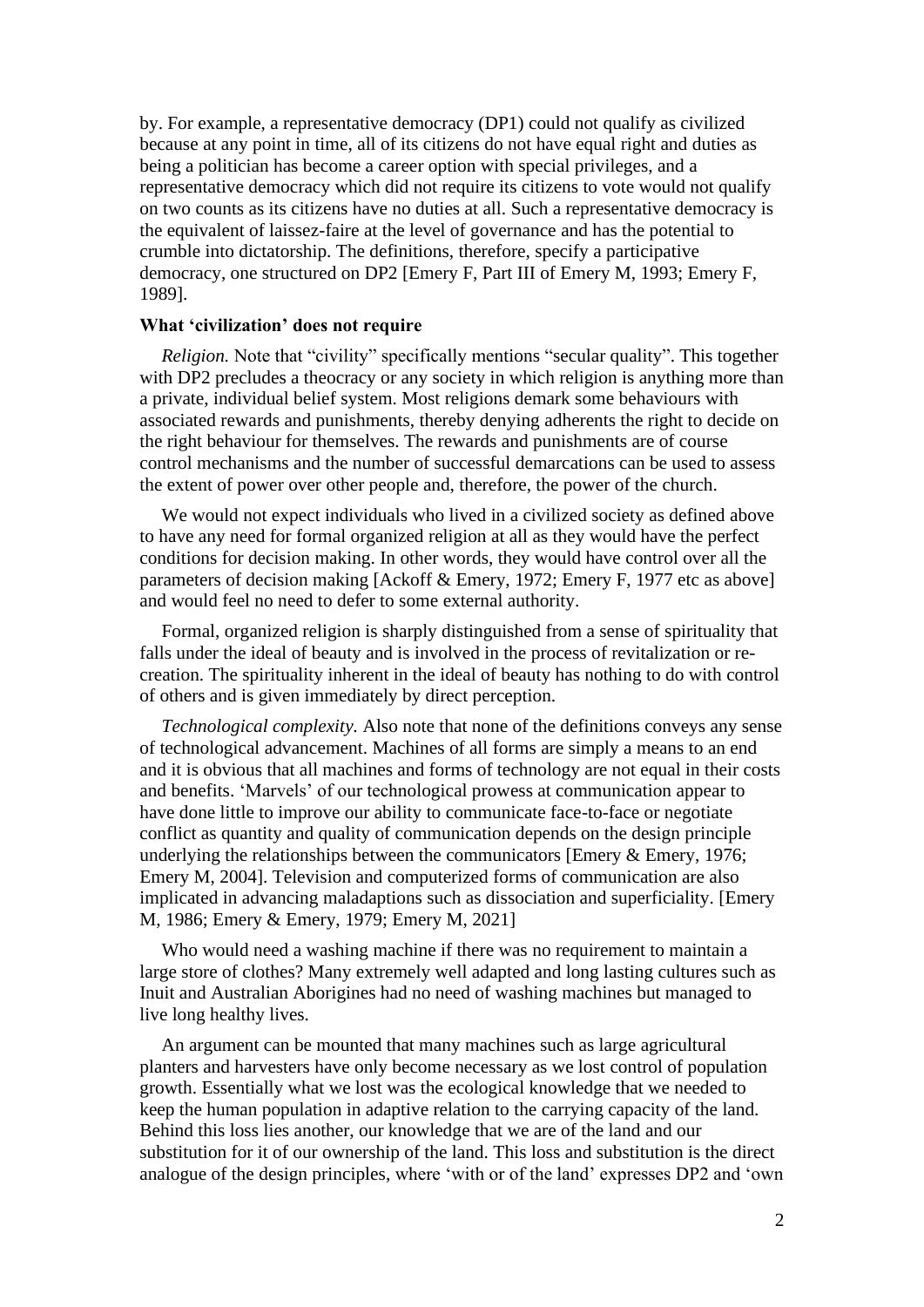by. For example, a representative democracy (DP1) could not qualify as civilized because at any point in time, all of its citizens do not have equal right and duties as being a politician has become a career option with special privileges, and a representative democracy which did not require its citizens to vote would not qualify on two counts as its citizens have no duties at all. Such a representative democracy is the equivalent of laissez-faire at the level of governance and has the potential to crumble into dictatorship. The definitions, therefore, specify a participative democracy, one structured on DP2 [Emery F, Part III of Emery M, 1993; Emery F, 1989].

### What 'civilization' does not require

*Religion.* Note that "civility" specifically mentions "secular quality". This together with DP2 precludes a theocracy or any society in which religion is anything more than a private, individual belief system. Most religions demark some behaviours with associated rewards and punishments, thereby denying adherents the right to decide on the right behaviour for themselves. The rewards and punishments are of course control mechanisms and the number of successful demarcations can be used to assess the extent of power over other people and, therefore, the power of the church.

We would not expect individuals who lived in a civilized society as defined above to have any need for formal organized religion at all as they would have the perfect conditions for decision making. In other words, they would have control over all the parameters of decision making [Ackoff & Emery, 1972; Emery F, 1977 etc as above] and would feel no need to defer to some external authority.

Formal, organized religion is sharply distinguished from a sense of spirituality that falls under the ideal of beauty and is involved in the process of revitalization or re-creation. The spirituality inherent in the ideal of beauty has nothing to do with control of others and is given immediately by direct perception.

*Technological complexity.* Also note that none of the definitions conveys any sense of technological advancement. Machines of all forms are simply a means to an end and it is obvious that all machines and forms of technology are not equal in their costs and benefits. 'Marvels' of our technological prowess at communication appear to have done little to improve our ability to communicate face-to-face or negotiate conflict as quantity and quality of communication depends on the design principle underlying the relationships between the communicators [Emery & Emery, 1976; Emery M, 2004]. Television and computerized forms of communication are also implicated in advancing maladaptions such as dissociation and superficiality. [Emery M, 1986; Emery & Emery, 1979; Emery M, 2021]

Who would need a washing machine if there was no requirement to maintain a large store of clothes? Many extremely well adapted and long lasting cultures such as Inuit and Australian Aborigines had no need of washing machines but managed to live long healthy lives.

An argument can be mounted that many machines such as large agricultural planters and harvesters have only become necessary as we lost control of population growth. Essentially what we lost was the ecological knowledge that we needed to keep the human population in adaptive relation to the carrying capacity of the land. Behind this loss lies another, our knowledge that we are of the land and our substitution for it of our ownership of the land. This loss and substitution is the direct analogue of the design principles, where 'with or of the land' expresses DP2 and 'own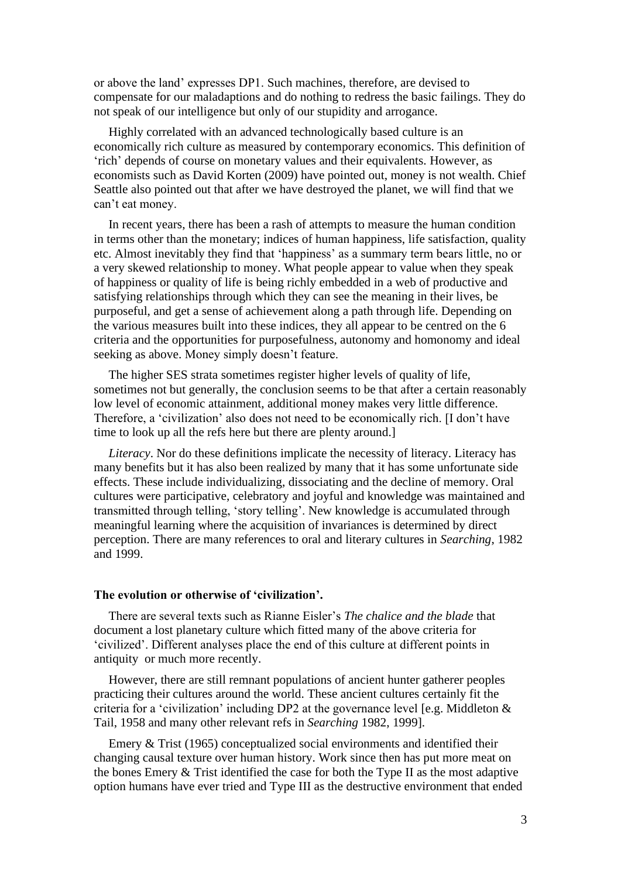or above the land' expresses DP1. Such machines, therefore, are devised to compensate for our maladaptions and do nothing to redress the basic failings. They do not speak of our intelligence but only of our stupidity and arrogance.

Highly correlated with an advanced technologically based culture is an economically rich culture as measured by contemporary economics. This definition of 'rich' depends of course on monetary values and their equivalents. However, as economists such as David Korten (2009) have pointed out, money is not wealth. Chief Seattle also pointed out that after we have destroyed the planet, we will find that we can't eat money.

In recent years, there has been a rash of attempts to measure the human condition in terms other than the monetary; indices of human happiness, life satisfaction, quality etc. Almost inevitably they find that 'happiness' as a summary term bears little, no or a very skewed relationship to money. What people appear to value when they speak of happiness or quality of life is being richly embedded in a web of productive and satisfying relationships through which they can see the meaning in their lives, be purposeful, and get a sense of achievement along a path through life. Depending on the various measures built into these indices, they all appear to be centred on the 6 criteria and the opportunities for purposefulness, autonomy and homonomy and ideal seeking as above. Money simply doesn't feature.

The higher SES strata sometimes register higher levels of quality of life, sometimes not but generally, the conclusion seems to be that after a certain reasonably low level of economic attainment, additional money makes very little difference. Therefore, a 'civilization' also does not need to be economically rich. [I don't have time to look up all the refs here but there are plenty around.]

*Literacy*. Nor do these definitions implicate the necessity of literacy. Literacy has many benefits but it has also been realized by many that it has some unfortunate side effects. These include individualizing, dissociating and the decline of memory. Oral cultures were participative, celebratory and joyful and knowledge was maintained and transmitted through telling, 'story telling'. New knowledge is accumulated through meaningful learning where the acquisition of invariances is determined by direct perception. There are many references to oral and literary cultures in *Searching*, 1982 and 1999.

**The evolution or otherwise of 'civilization'.**

There are several texts such as Rianne Eisler's *The chalice and the blade* that document a lost planetary culture which fitted many of the above criteria for 'civilized'. Different analyses place the end of this culture at different points in antiquity or much more recently.

However, there are still remnant populations of ancient hunter gatherer peoples practicing their cultures around the world. These ancient cultures certainly fit the criteria for a 'civilization' including DP2 at the governance level [e.g. Middleton & Tail, 1958 and many other relevant refs in *Searching* 1982, 1999].

Emery & Trist (1965) conceptualized social environments and identified their changing causal texture over human history. Work since then has put more meat on the bones Emery & Trist identified the case for both the Type II as the most adaptive option humans have ever tried and Type III as the destructive environment that ended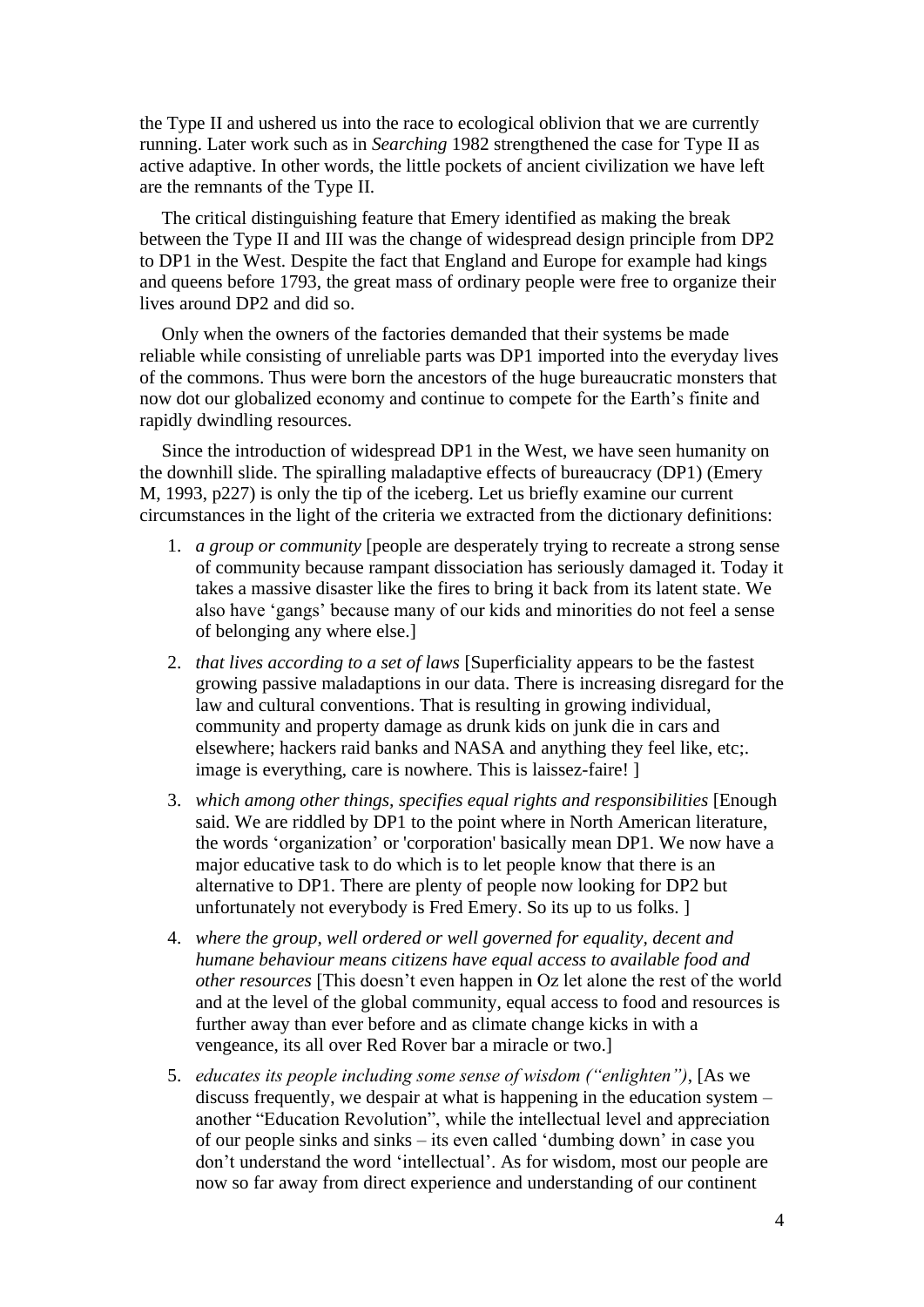the Type II and ushered us into the race to ecological oblivion that we are currently running. Later work such as in *Searching* 1982 strengthened the case for Type II as active adaptive. In other words, the little pockets of ancient civilization we have left are the remnants of the Type II.

The critical distinguishing feature that Emery identified as making the break between the Type II and III was the change of widespread design principle from DP2 to DP1 in the West. Despite the fact that England and Europe for example had kings and queens before 1793, the great mass of ordinary people were free to organize their lives around DP2 and did so.

Only when the owners of the factories demanded that their systems be made reliable while consisting of unreliable parts was DP1 imported into the everyday lives of the commons. Thus were born the ancestors of the huge bureaucratic monsters that now dot our globalized economy and continue to compete for the Earth's finite and rapidly dwindling resources.

Since the introduction of widespread DP1 in the West, we have seen humanity on the downhill slide. The spiralling maladaptive effects of bureaucracy (DP1) (Emery M, 1993, p227) is only the tip of the iceberg. Let us briefly examine our current circumstances in the light of the criteria we extracted from the dictionary definitions:

1. *a group or community* [people are desperately trying to recreate a strong sense of community because rampant dissociation has seriously damaged it. Today it takes a massive disaster like the fires to bring it back from its latent state. We also have 'gangs' because many of our kids and minorities do not feel a sense of belonging any where else.]
2. *that lives according to a set of laws* [Superficiality appears to be the fastest growing passive maladaptions in our data. There is increasing disregard for the law and cultural conventions. That is resulting in growing individual, community and property damage as drunk kids on junk die in cars and elsewhere; hackers raid banks and NASA and anything they feel like, etc;. image is everything, care is nowhere. This is laissez-faire! ]
3. *which among other things, specifies equal rights and responsibilities* [Enough said. We are riddled by DP1 to the point where in North American literature, the words 'organization' or 'corporation' basically mean DP1. We now have a major educative task to do which is to let people know that there is an alternative to DP1. There are plenty of people now looking for DP2 but unfortunately not everybody is Fred Emery. So its up to us folks. ]
4. *where the group, well ordered or well governed for equality, decent and humane behaviour means citizens have equal access to available food and other resources* [This doesn't even happen in Oz let alone the rest of the world and at the level of the global community, equal access to food and resources is further away than ever before and as climate change kicks in with a vengeance, its all over Red Rover bar a miracle or two.]
5. *educates its people including some sense of wisdom ("enlighten")*, [As we discuss frequently, we despair at what is happening in the education system – another "Education Revolution", while the intellectual level and appreciation of our people sinks and sinks – its even called 'dumbing down' in case you don't understand the word 'intellectual'. As for wisdom, most our people are now so far away from direct experience and understanding of our continent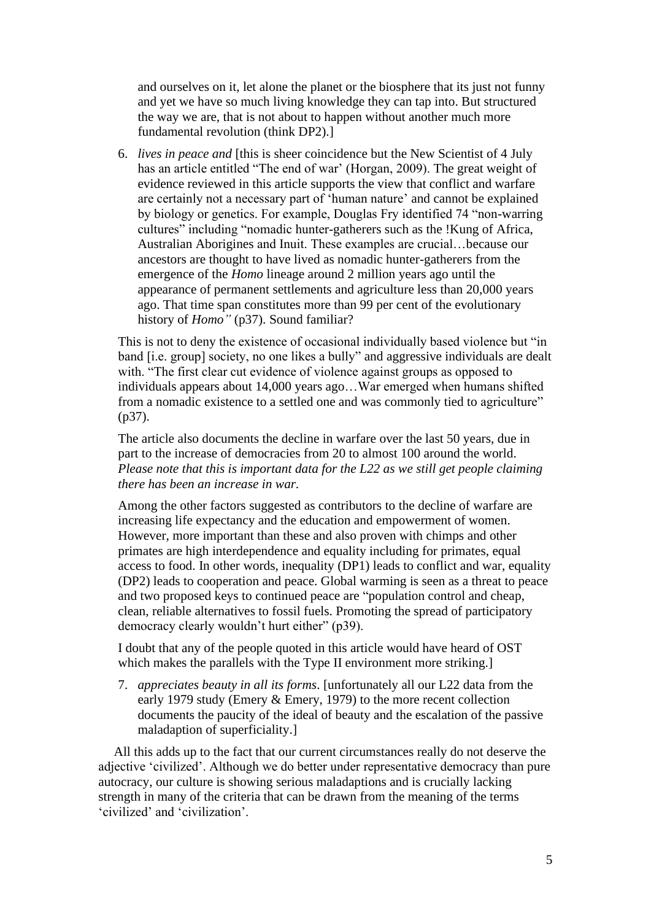and ourselves on it, let alone the planet or the biosphere that its just not funny and yet we have so much living knowledge they can tap into. But structured the way we are, that is not about to happen without another much more fundamental revolution (think DP2).]

6. *lives in peace and* [this is sheer coincidence but the New Scientist of 4 July has an article entitled "The end of war' (Horgan, 2009). The great weight of evidence reviewed in this article supports the view that conflict and warfare are certainly not a necessary part of 'human nature' and cannot be explained by biology or genetics. For example, Douglas Fry identified 74 "non-warring cultures" including "nomadic hunter-gatherers such as the !Kung of Africa, Australian Aborigines and Inuit. These examples are crucial…because our ancestors are thought to have lived as nomadic hunter-gatherers from the emergence of the *Homo* lineage around 2 million years ago until the appearance of permanent settlements and agriculture less than 20,000 years ago. That time span constitutes more than 99 per cent of the evolutionary history of *Homo"* (p37). Sound familiar?

   This is not to deny the existence of occasional individually based violence but "in band [i.e. group] society, no one likes a bully" and aggressive individuals are dealt with. "The first clear cut evidence of violence against groups as opposed to individuals appears about 14,000 years ago…War emerged when humans shifted from a nomadic existence to a settled one and was commonly tied to agriculture" (p37).

   The article also documents the decline in warfare over the last 50 years, due in part to the increase of democracies from 20 to almost 100 around the world. *Please note that this is important data for the L22 as we still get people claiming there has been an increase in war.*

   Among the other factors suggested as contributors to the decline of warfare are increasing life expectancy and the education and empowerment of women. However, more important than these and also proven with chimps and other primates are high interdependence and equality including for primates, equal access to food. In other words, inequality (DP1) leads to conflict and war, equality (DP2) leads to cooperation and peace. Global warming is seen as a threat to peace and two proposed keys to continued peace are "population control and cheap, clean, reliable alternatives to fossil fuels. Promoting the spread of participatory democracy clearly wouldn't hurt either" (p39).

   I doubt that any of the people quoted in this article would have heard of OST which makes the parallels with the Type II environment more striking.]

7. *appreciates beauty in all its forms*. [unfortunately all our L22 data from the early 1979 study (Emery & Emery, 1979) to the more recent collection documents the paucity of the ideal of beauty and the escalation of the passive maladaption of superficiality.]

All this adds up to the fact that our current circumstances really do not deserve the adjective 'civilized'. Although we do better under representative democracy than pure autocracy, our culture is showing serious maladaptions and is crucially lacking strength in many of the criteria that can be drawn from the meaning of the terms 'civilized' and 'civilization'.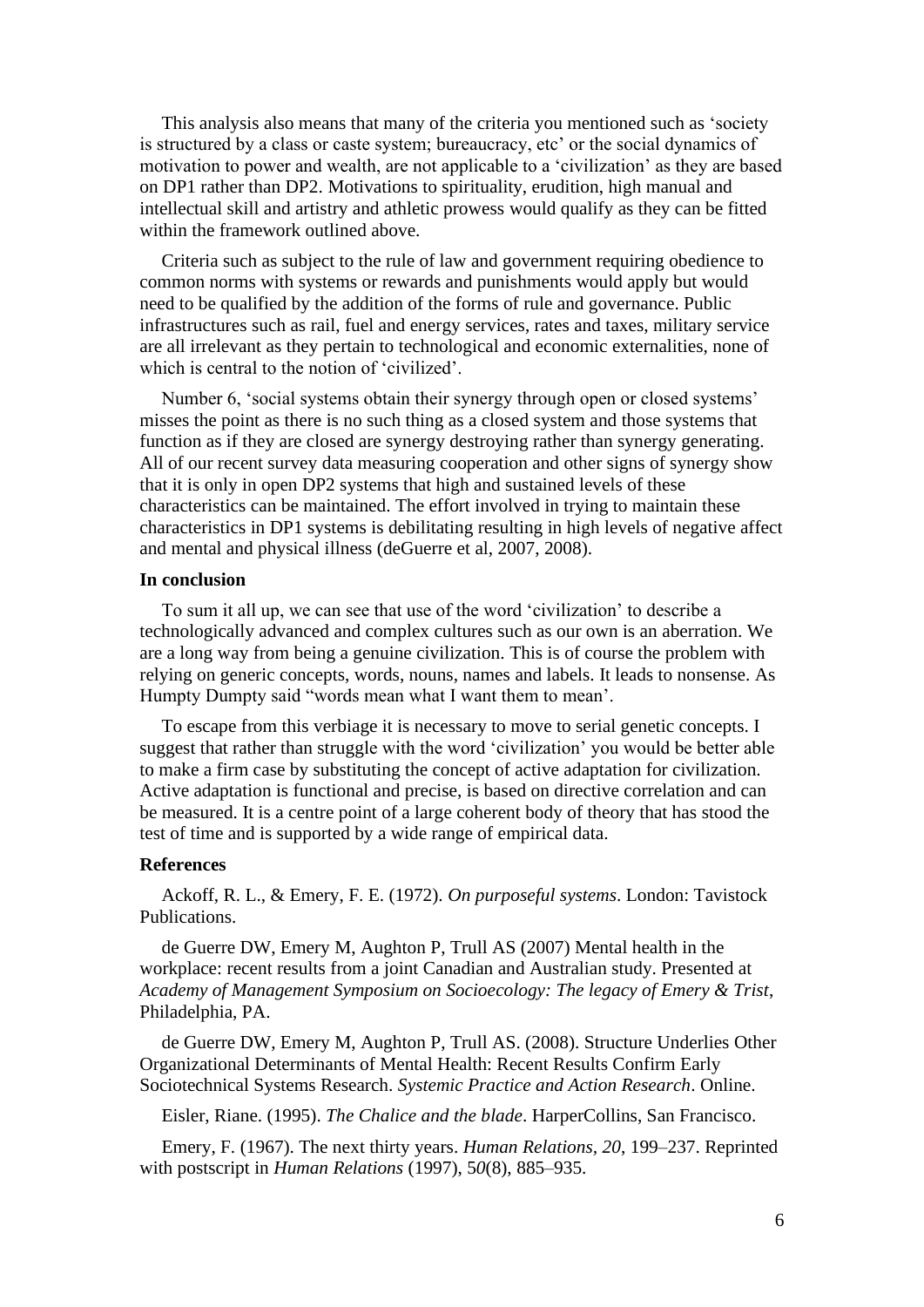This analysis also means that many of the criteria you mentioned such as 'society is structured by a class or caste system; bureaucracy, etc' or the social dynamics of motivation to power and wealth, are not applicable to a 'civilization' as they are based on DP1 rather than DP2. Motivations to spirituality, erudition, high manual and intellectual skill and artistry and athletic prowess would qualify as they can be fitted within the framework outlined above.

Criteria such as subject to the rule of law and government requiring obedience to common norms with systems or rewards and punishments would apply but would need to be qualified by the addition of the forms of rule and governance. Public infrastructures such as rail, fuel and energy services, rates and taxes, military service are all irrelevant as they pertain to technological and economic externalities, none of which is central to the notion of 'civilized'.

Number 6, 'social systems obtain their synergy through open or closed systems' misses the point as there is no such thing as a closed system and those systems that function as if they are closed are synergy destroying rather than synergy generating. All of our recent survey data measuring cooperation and other signs of synergy show that it is only in open DP2 systems that high and sustained levels of these characteristics can be maintained. The effort involved in trying to maintain these characteristics in DP1 systems is debilitating resulting in high levels of negative affect and mental and physical illness (deGuerre et al, 2007, 2008).

**In conclusion**

To sum it all up, we can see that use of the word 'civilization' to describe a technologically advanced and complex cultures such as our own is an aberration. We are a long way from being a genuine civilization. This is of course the problem with relying on generic concepts, words, nouns, names and labels. It leads to nonsense. As Humpty Dumpty said "words mean what I want them to mean'.

To escape from this verbiage it is necessary to move to serial genetic concepts. I suggest that rather than struggle with the word 'civilization' you would be better able to make a firm case by substituting the concept of active adaptation for civilization. Active adaptation is functional and precise, is based on directive correlation and can be measured. It is a centre point of a large coherent body of theory that has stood the test of time and is supported by a wide range of empirical data.

**References**

Ackoff, R. L., & Emery, F. E. (1972). *On purposeful systems*. London: Tavistock Publications.

de Guerre DW, Emery M, Aughton P, Trull AS (2007) Mental health in the workplace: recent results from a joint Canadian and Australian study. Presented at *Academy of Management Symposium on Socioecology: The legacy of Emery & Trist*, Philadelphia, PA.

de Guerre DW, Emery M, Aughton P, Trull AS. (2008). Structure Underlies Other Organizational Determinants of Mental Health: Recent Results Confirm Early Sociotechnical Systems Research. *Systemic Practice and Action Research*. Online.

Eisler, Riane. (1995). *The Chalice and the blade*. HarperCollins, San Francisco.

Emery, F. (1967). The next thirty years. *Human Relations, 20*, 199–237. Reprinted with postscript in *Human Relations* (1997), 5*0*(8), 885–935.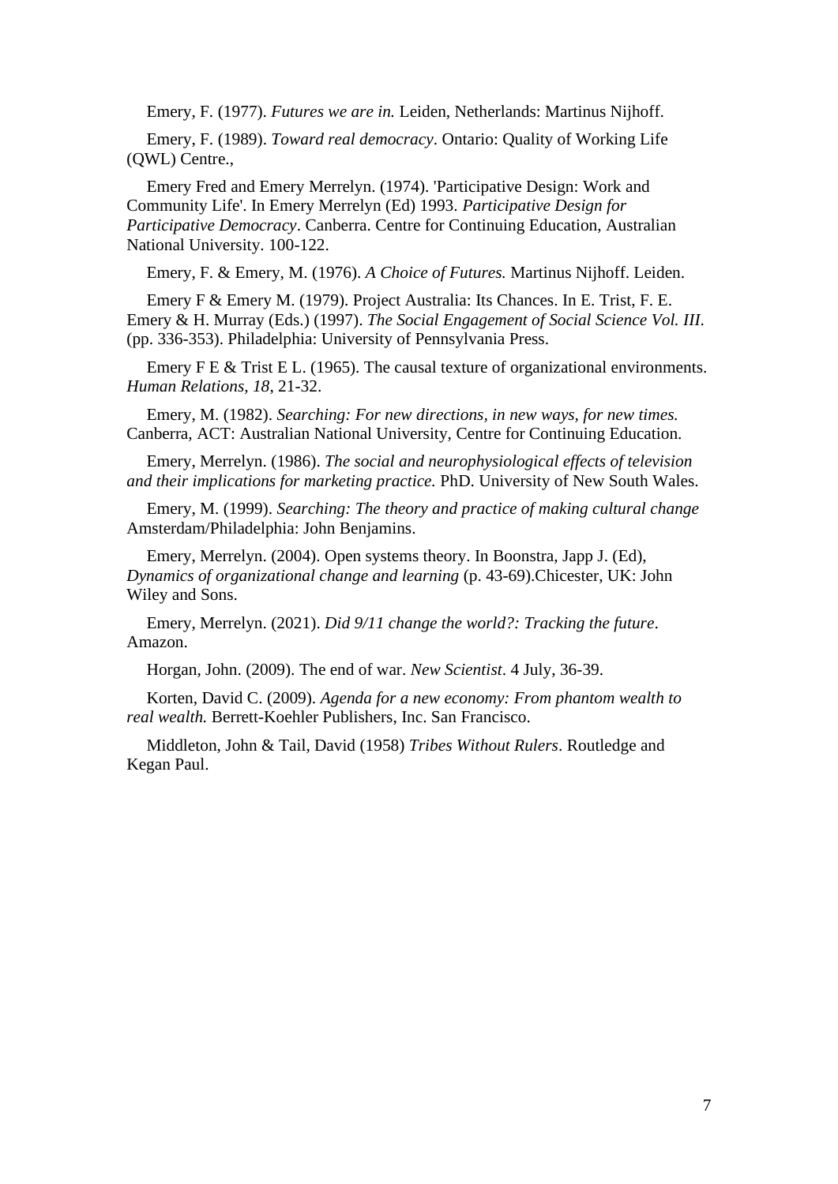Emery, F. (1977). *Futures we are in.* Leiden, Netherlands: Martinus Nijhoff.

Emery, F. (1989). *Toward real democracy*. Ontario: Quality of Working Life (QWL) Centre.,

Emery Fred and Emery Merrelyn. (1974). 'Participative Design: Work and Community Life'. In Emery Merrelyn (Ed) 1993. *Participative Design for Participative Democracy*. Canberra. Centre for Continuing Education, Australian National University. 100-122.

Emery, F. & Emery, M. (1976). *A Choice of Futures.* Martinus Nijhoff. Leiden.

Emery F & Emery M. (1979). Project Australia: Its Chances. In E. Trist, F. E. Emery & H. Murray (Eds.) (1997). *The Social Engagement of Social Science Vol. III*. (pp. 336-353). Philadelphia: University of Pennsylvania Press.

Emery F E & Trist E L. (1965). The causal texture of organizational environments. *Human Relations, 18*, 21-32.

Emery, M. (1982). *Searching: For new directions, in new ways, for new times.* Canberra, ACT: Australian National University, Centre for Continuing Education.

Emery, Merrelyn. (1986). *The social and neurophysiological effects of television and their implications for marketing practice.* PhD. University of New South Wales.

Emery, M. (1999). *Searching: The theory and practice of making cultural change* Amsterdam/Philadelphia: John Benjamins.

Emery, Merrelyn. (2004). Open systems theory. In Boonstra, Japp J. (Ed), *Dynamics of organizational change and learning* (p. 43-69).Chicester, UK: John Wiley and Sons.

Emery, Merrelyn. (2021). *Did 9/11 change the world?: Tracking the future*. Amazon.

Horgan, John. (2009). The end of war. *New Scientist*. 4 July, 36-39.

Korten, David C. (2009). *Agenda for a new economy: From phantom wealth to real wealth.* Berrett-Koehler Publishers, Inc. San Francisco.

Middleton, John & Tail, David (1958) *Tribes Without Rulers*. Routledge and Kegan Paul.